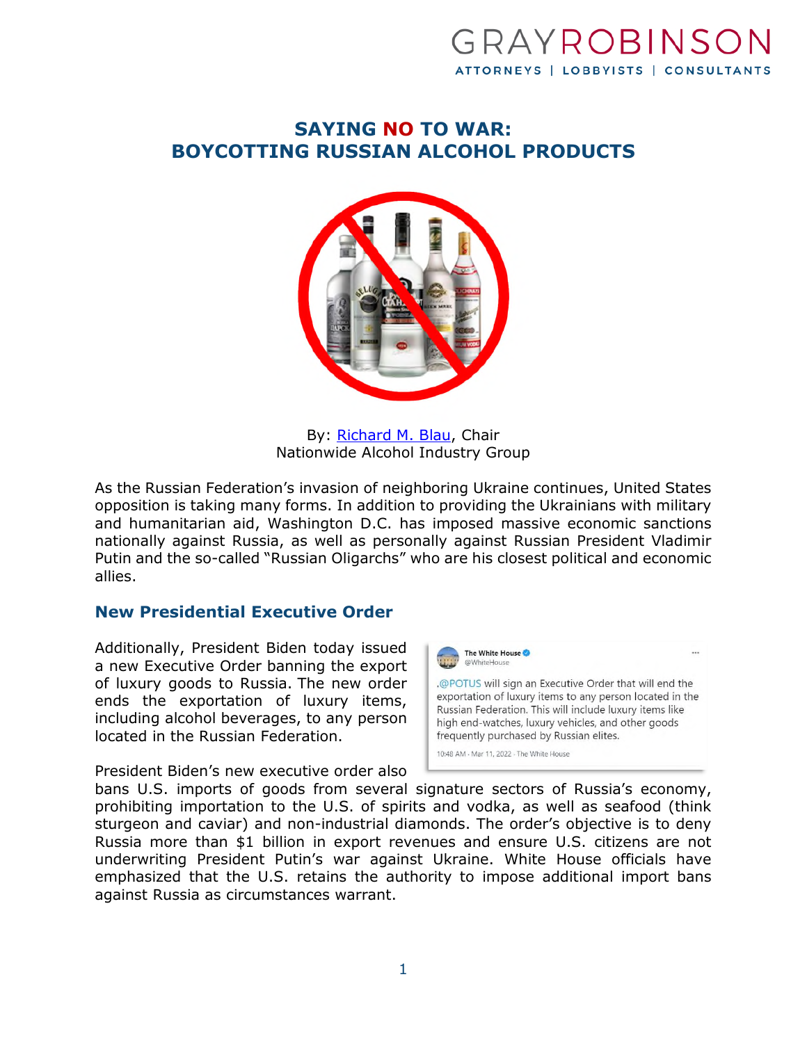# SAYING NO TO WAR: BOYCOTTING RUSSIAN ALCOHOL PRODUCTS

By: Richard M. Blau, Chair
Nationwide Alcohol Industry Group

As the Russian Federation's invasion of neighboring Ukraine continues, United States opposition is taking many forms. In addition to providing the Ukrainians with military and humanitarian aid, Washington D.C. has imposed massive economic sanctions nationally against Russia, as well as personally against Russian President Vladimir Putin and the so-called "Russian Oligarchs" who are his closest political and economic allies.

## New Presidential Executive Order

Additionally, President Biden today issued a new Executive Order banning the export of luxury goods to Russia. The new order ends the exportation of luxury items, including alcohol beverages, to any person located in the Russian Federation.

> **The White House** @WhiteHouse
>
> .@POTUS will sign an Executive Order that will end the exportation of luxury items to any person located in the Russian Federation. This will include luxury items like high end-watches, luxury vehicles, and other goods frequently purchased by Russian elites.
>
> 10:48 AM · Mar 11, 2022 · The White House

President Biden's new executive order also bans U.S. imports of goods from several signature sectors of Russia's economy, prohibiting importation to the U.S. of spirits and vodka, as well as seafood (think sturgeon and caviar) and non-industrial diamonds. The order's objective is to deny Russia more than $1 billion in export revenues and ensure U.S. citizens are not underwriting President Putin's war against Ukraine. White House officials have emphasized that the U.S. retains the authority to impose additional import bans against Russia as circumstances warrant.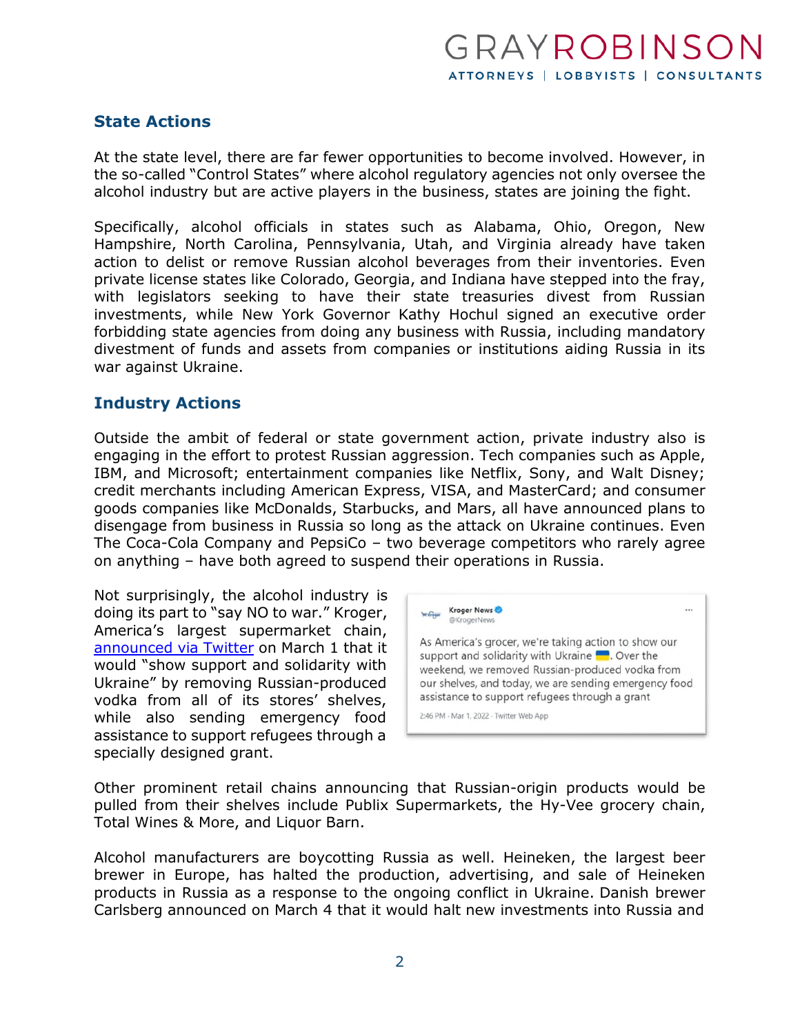## State Actions

At the state level, there are far fewer opportunities to become involved. However, in the so-called "Control States" where alcohol regulatory agencies not only oversee the alcohol industry but are active players in the business, states are joining the fight.

Specifically, alcohol officials in states such as Alabama, Ohio, Oregon, New Hampshire, North Carolina, Pennsylvania, Utah, and Virginia already have taken action to delist or remove Russian alcohol beverages from their inventories. Even private license states like Colorado, Georgia, and Indiana have stepped into the fray, with legislators seeking to have their state treasuries divest from Russian investments, while New York Governor Kathy Hochul signed an executive order forbidding state agencies from doing any business with Russia, including mandatory divestment of funds and assets from companies or institutions aiding Russia in its war against Ukraine.

## Industry Actions

Outside the ambit of federal or state government action, private industry also is engaging in the effort to protest Russian aggression. Tech companies such as Apple, IBM, and Microsoft; entertainment companies like Netflix, Sony, and Walt Disney; credit merchants including American Express, VISA, and MasterCard; and consumer goods companies like McDonalds, Starbucks, and Mars, all have announced plans to disengage from business in Russia so long as the attack on Ukraine continues. Even The Coca-Cola Company and PepsiCo – two beverage competitors who rarely agree on anything – have both agreed to suspend their operations in Russia.

Not surprisingly, the alcohol industry is doing its part to "say NO to war." Kroger, America's largest supermarket chain, [announced via Twitter]() on March 1 that it would "show support and solidarity with Ukraine" by removing Russian-produced vodka from all of its stores' shelves, while also sending emergency food assistance to support refugees through a specially designed grant.

> **Kroger News** @KrogerNews
>
> As America's grocer, we're taking action to show our support and solidarity with Ukraine 🇺🇦. Over the weekend, we removed Russian-produced vodka from our shelves, and today, we are sending emergency food assistance to support refugees through a grant
>
> 2:46 PM · Mar 1, 2022 · Twitter Web App

Other prominent retail chains announcing that Russian-origin products would be pulled from their shelves include Publix Supermarkets, the Hy-Vee grocery chain, Total Wines & More, and Liquor Barn.

Alcohol manufacturers are boycotting Russia as well. Heineken, the largest beer brewer in Europe, has halted the production, advertising, and sale of Heineken products in Russia as a response to the ongoing conflict in Ukraine. Danish brewer Carlsberg announced on March 4 that it would halt new investments into Russia and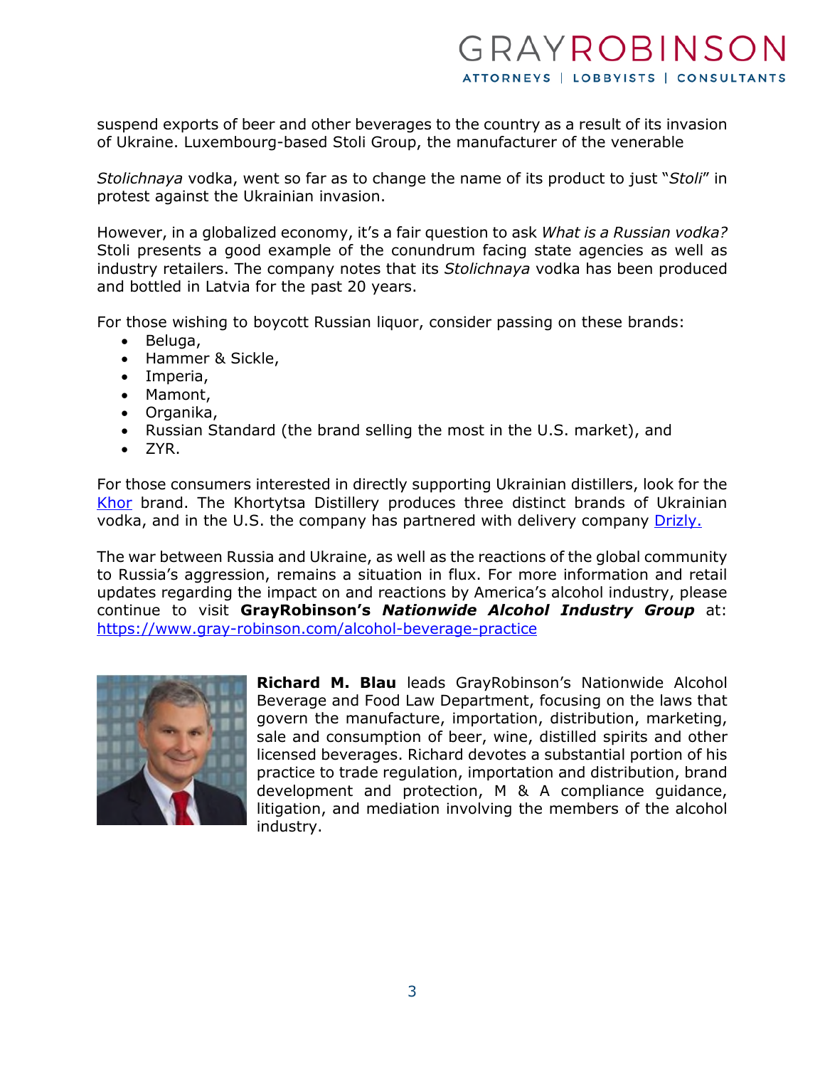suspend exports of beer and other beverages to the country as a result of its invasion of Ukraine. Luxembourg-based Stoli Group, the manufacturer of the venerable

*Stolichnaya* vodka, went so far as to change the name of its product to just "*Stoli*" in protest against the Ukrainian invasion.

However, in a globalized economy, it's a fair question to ask *What is a Russian vodka?* Stoli presents a good example of the conundrum facing state agencies as well as industry retailers. The company notes that its *Stolichnaya* vodka has been produced and bottled in Latvia for the past 20 years.

For those wishing to boycott Russian liquor, consider passing on these brands:

- Beluga,
- Hammer & Sickle,
- Imperia,
- Mamont,
- Organika,
- Russian Standard (the brand selling the most in the U.S. market), and
- ZYR.

For those consumers interested in directly supporting Ukrainian distillers, look for the Khor brand. The Khortytsa Distillery produces three distinct brands of Ukrainian vodka, and in the U.S. the company has partnered with delivery company Drizly.

The war between Russia and Ukraine, as well as the reactions of the global community to Russia's aggression, remains a situation in flux. For more information and retail updates regarding the impact on and reactions by America's alcohol industry, please continue to visit **GrayRobinson's *Nationwide Alcohol Industry Group*** at: https://www.gray-robinson.com/alcohol-beverage-practice

**Richard M. Blau** leads GrayRobinson's Nationwide Alcohol Beverage and Food Law Department, focusing on the laws that govern the manufacture, importation, distribution, marketing, sale and consumption of beer, wine, distilled spirits and other licensed beverages. Richard devotes a substantial portion of his practice to trade regulation, importation and distribution, brand development and protection, M & A compliance guidance, litigation, and mediation involving the members of the alcohol industry.